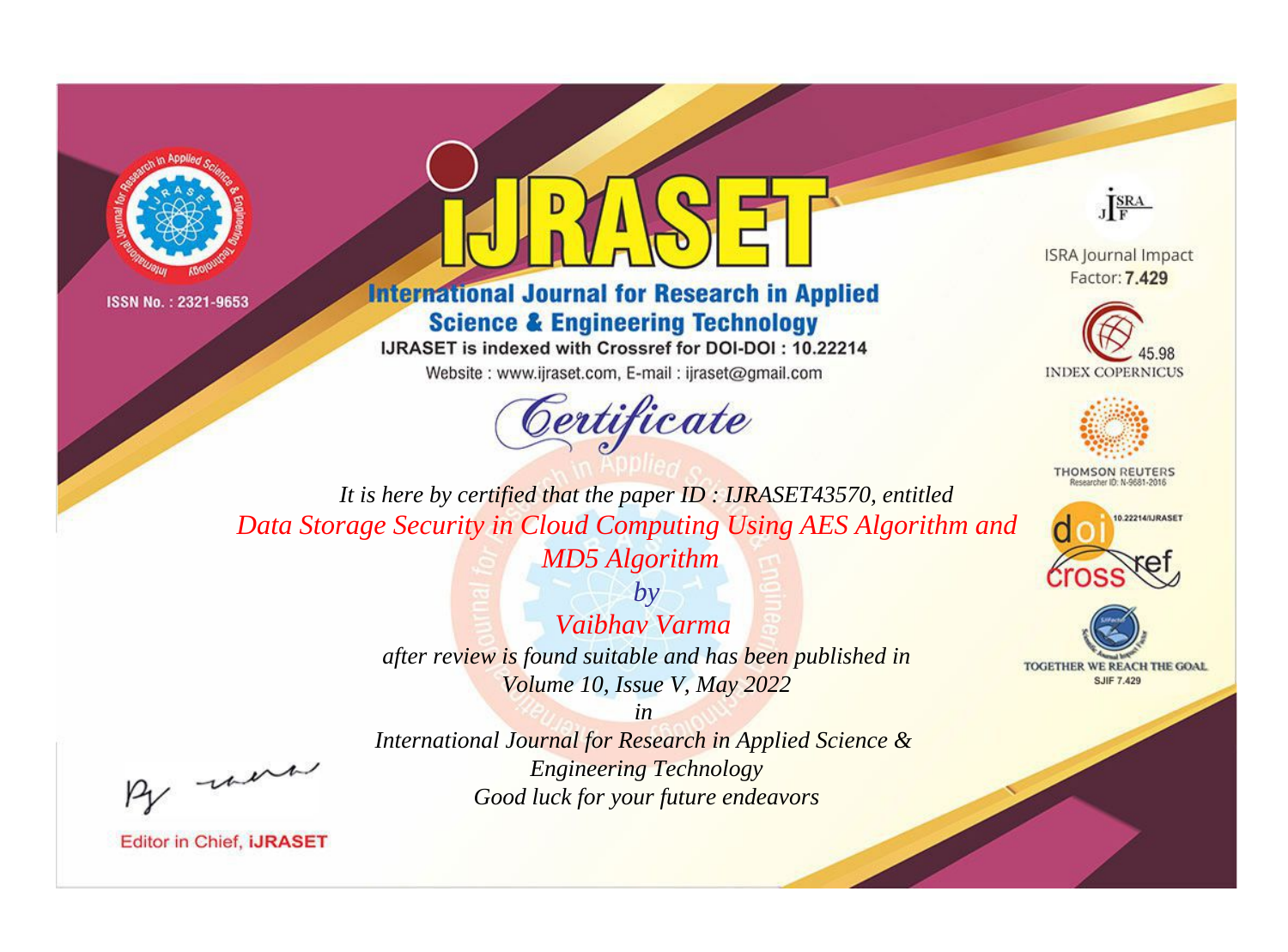ISSN No. : 2321-9653

# IJRASET

## International Journal for Research in Applied Science & Engineering Technology

IJRASET is indexed with Crossref for DOI-DOI : 10.22214

Website : www.ijraset.com, E-mail : ijraset@gmail.com

ISRA Journal Impact Factor: **7.429**

45.98 INDEX COPERNICUS

THOMSON REUTERS Researcher ID: N-9681-2016

10.22214/IJRASET

TOGETHER WE REACH THE GOAL SJIF 7.429

# *Certificate*

*It is here by certified that the paper ID : IJRASET43570, entitled*

*Data Storage Security in Cloud Computing Using AES Algorithm and MD5 Algorithm*

*by*

*Vaibhav Varma*

*after review is found suitable and has been published in*

*Volume 10, Issue V, May 2022*

*in*

*International Journal for Research in Applied Science & Engineering Technology*

*Good luck for your future endeavors*

Editor in Chief, **iJRASET**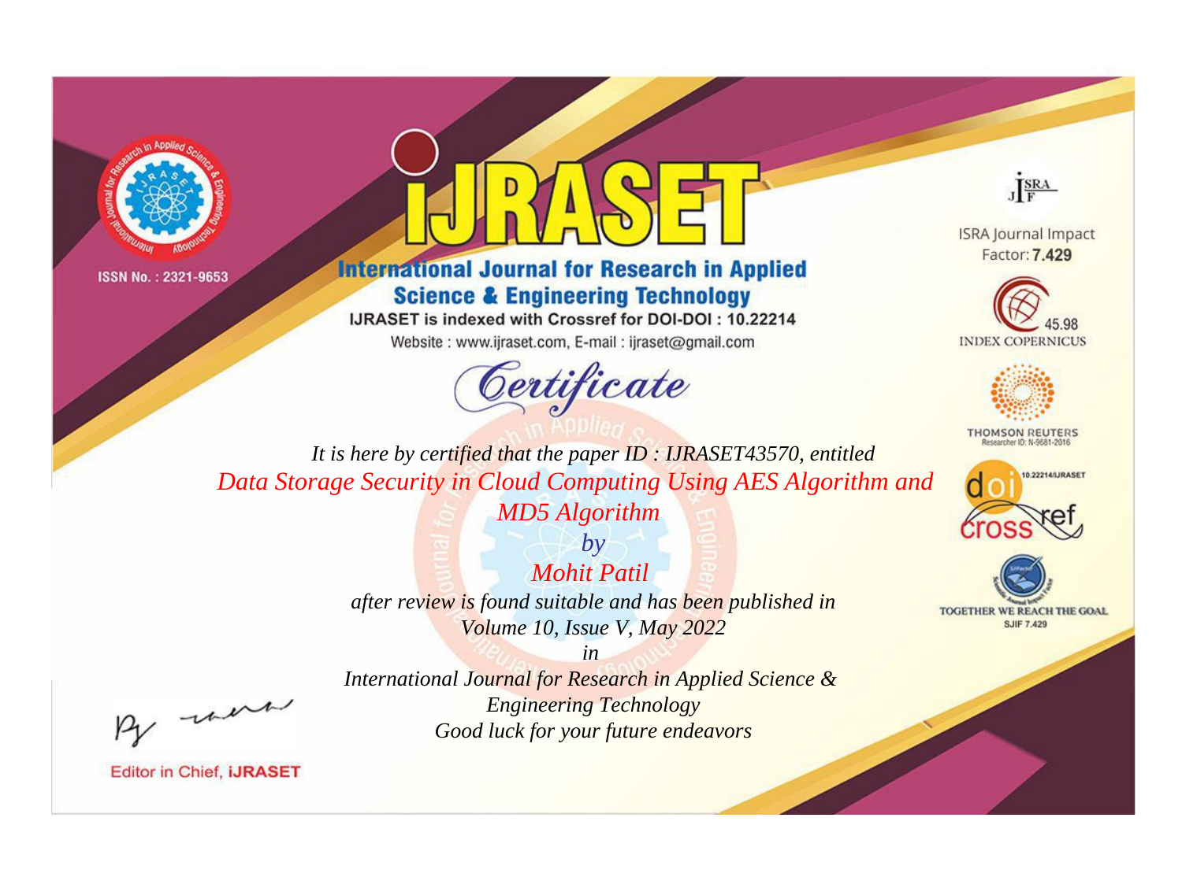ISSN No. : 2321-9653

# IJRASET

## International Journal for Research in Applied Science & Engineering Technology

IJRASET is indexed with Crossref for DOI-DOI : 10.22214

Website : www.ijraset.com, E-mail : ijraset@gmail.com

ISRA Journal Impact Factor: **7.429**

45.98 INDEX COPERNICUS

THOMSON REUTERS Researcher ID: N-9681-2016

10.22214/IJRASET

TOGETHER WE REACH THE GOAL SJIF 7.429

# *Certificate*

*It is here by certified that the paper ID : IJRASET43570, entitled*

*Data Storage Security in Cloud Computing Using AES Algorithm and MD5 Algorithm*

*by*

*Mohit Patil*

*after review is found suitable and has been published in*

*Volume 10, Issue V, May 2022*

*in*

*International Journal for Research in Applied Science & Engineering Technology*

*Good luck for your future endeavors*

Editor in Chief, **iJRASET**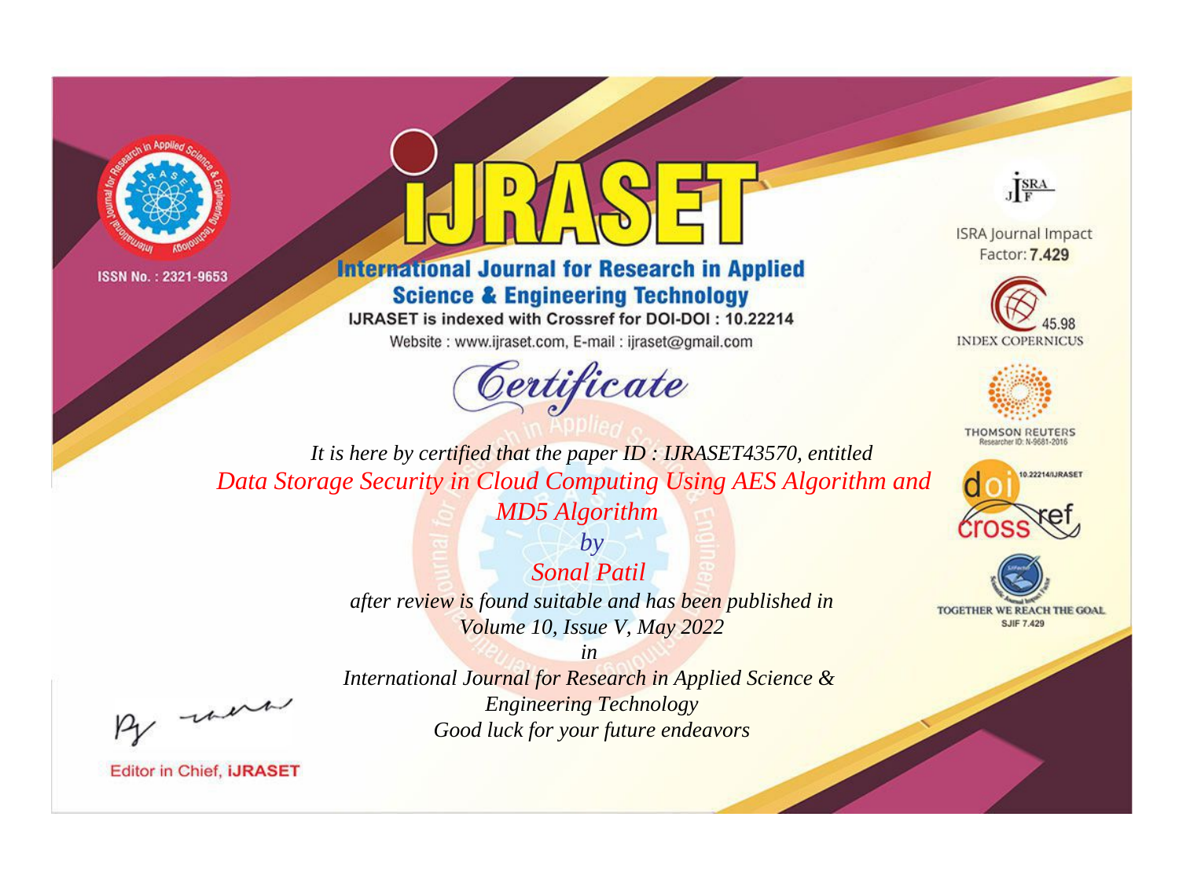ISSN No. : 2321-9653

# iJRASET

## International Journal for Research in Applied Science & Engineering Technology

IJRASET is indexed with Crossref for DOI-DOI : 10.22214

Website : www.ijraset.com, E-mail : ijraset@gmail.com

ISRA Journal Impact Factor: **7.429**

45.98 INDEX COPERNICUS

THOMSON REUTERS Researcher ID: N-9681-2016

10.22214/IJRASET

TOGETHER WE REACH THE GOAL SJIF 7.429

*Certificate*

*It is here by certified that the paper ID : IJRASET43570, entitled*

*Data Storage Security in Cloud Computing Using AES Algorithm and MD5 Algorithm*

*by*

*Sonal Patil*

*after review is found suitable and has been published in*

*Volume 10, Issue V, May 2022*

*in*

*International Journal for Research in Applied Science & Engineering Technology*

*Good luck for your future endeavors*

Editor in Chief, **iJRASET**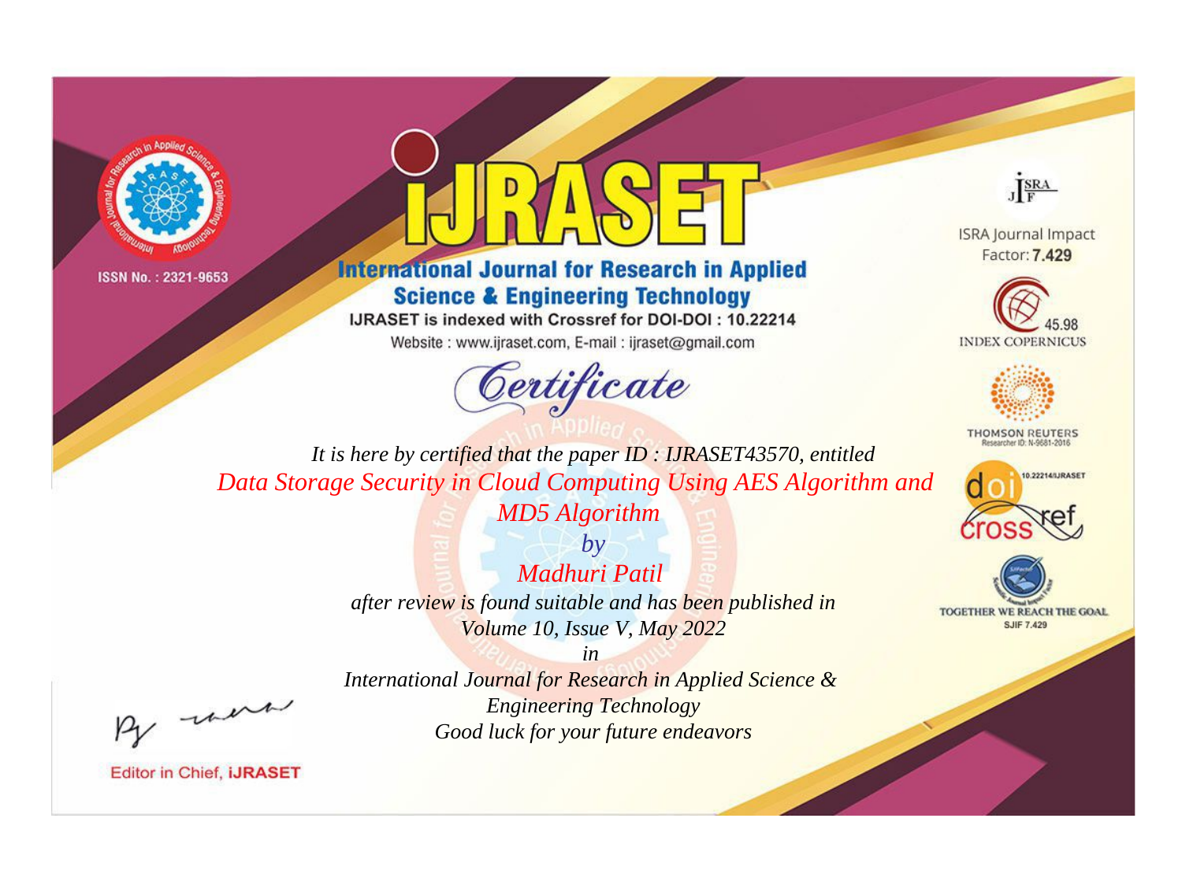ISSN No. : 2321-9653

# iJRASET

## International Journal for Research in Applied Science & Engineering Technology

IJRASET is indexed with Crossref for DOI-DOI : 10.22214

Website : www.ijraset.com, E-mail : ijraset@gmail.com

ISRA Journal Impact Factor: **7.429**

45.98 INDEX COPERNICUS

THOMSON REUTERS Researcher ID: N-9681-2016

10.22214/IJRASET

TOGETHER WE REACH THE GOAL SJIF 7.429

*Certificate*

*It is here by certified that the paper ID : IJRASET43570, entitled*

*Data Storage Security in Cloud Computing Using AES Algorithm and MD5 Algorithm*

*by*

*Madhuri Patil*

*after review is found suitable and has been published in*

*Volume 10, Issue V, May 2022*

*in*

*International Journal for Research in Applied Science & Engineering Technology*

*Good luck for your future endeavors*

Editor in Chief, **iJRASET**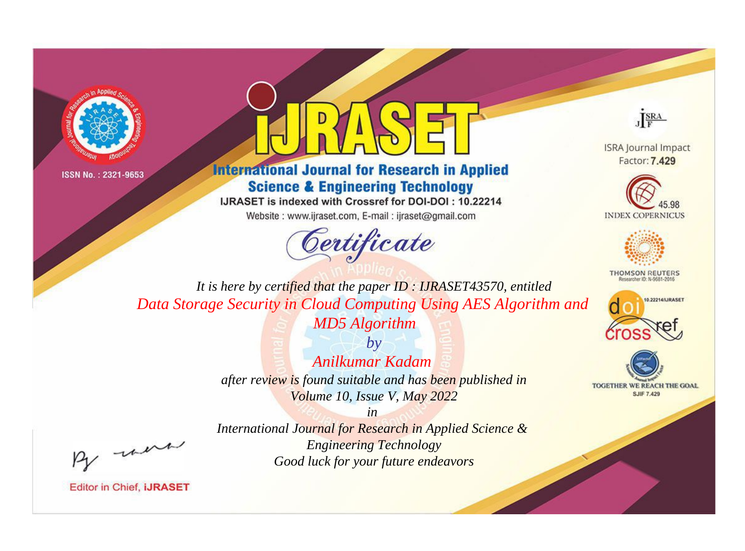ISSN No. : 2321-9653

# iJRASET

## International Journal for Research in Applied Science & Engineering Technology

IJRASET is indexed with Crossref for DOI-DOI : 10.22214

Website : www.ijraset.com, E-mail : ijraset@gmail.com

*Certificate*

*It is here by certified that the paper ID : IJRASET43570, entitled*

*Data Storage Security in Cloud Computing Using AES Algorithm and MD5 Algorithm*

*by*

*Anilkumar Kadam*

*after review is found suitable and has been published in*

*Volume 10, Issue V, May 2022*

*in*

*International Journal for Research in Applied Science & Engineering Technology*

*Good luck for your future endeavors*

ISRA Journal Impact Factor: **7.429**

45.98 INDEX COPERNICUS

THOMSON REUTERS Researcher ID: N-9681-2016

10.22214/IJRASET

TOGETHER WE REACH THE GOAL SJIF 7.429

Editor in Chief, iJRASET